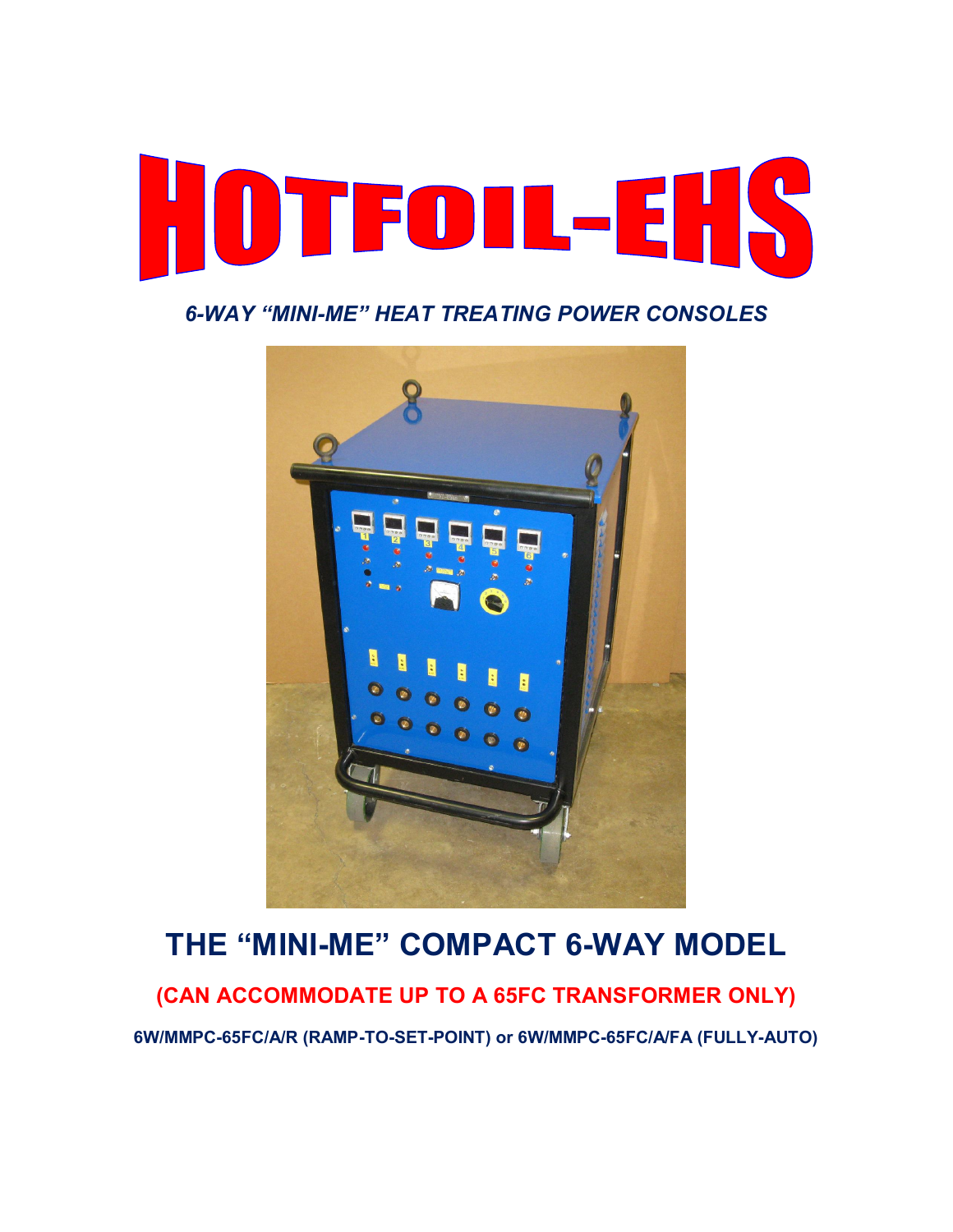# HOTFOIL-EHS

***6-WAY "MINI-ME" HEAT TREATING POWER CONSOLES***

## THE "MINI-ME" COMPACT 6-WAY MODEL

**(CAN ACCOMMODATE UP TO A 65FC TRANSFORMER ONLY)**

**6W/MMPC-65FC/A/R (RAMP-TO-SET-POINT) or 6W/MMPC-65FC/A/FA (FULLY-AUTO)**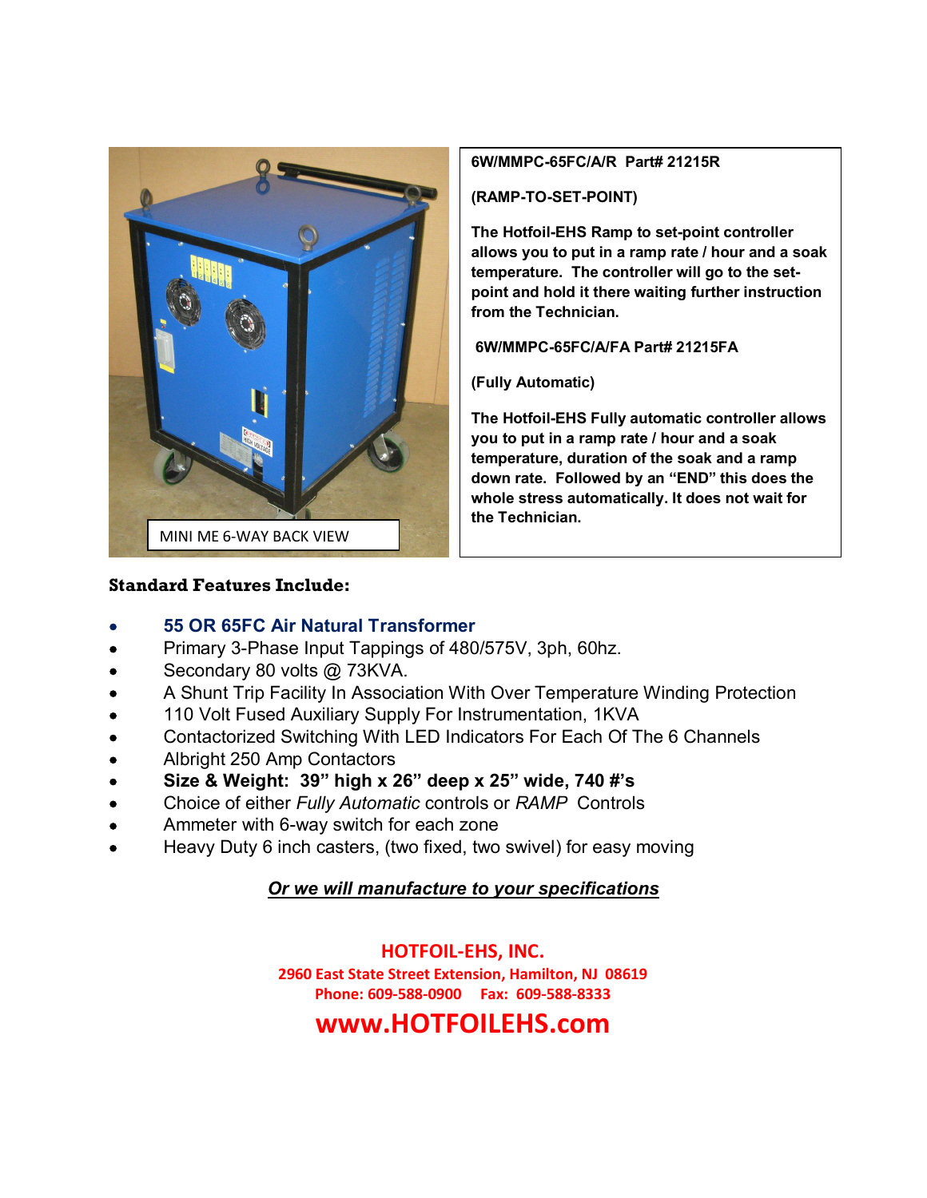MINI ME 6-WAY BACK VIEW

**6W/MMPC-65FC/A/R Part# 21215R**

**(RAMP-TO-SET-POINT)**

**The Hotfoil-EHS Ramp to set-point controller allows you to put in a ramp rate / hour and a soak temperature. The controller will go to the set-point and hold it there waiting further instruction from the Technician.**

**6W/MMPC-65FC/A/FA Part# 21215FA**

**(Fully Automatic)**

**The Hotfoil-EHS Fully automatic controller allows you to put in a ramp rate / hour and a soak temperature, duration of the soak and a ramp down rate. Followed by an "END" this does the whole stress automatically. It does not wait for the Technician.**

**Standard Features Include:**

- **55 OR 65FC Air Natural Transformer**
- Primary 3-Phase Input Tappings of 480/575V, 3ph, 60hz.
- Secondary 80 volts @ 73KVA.
- A Shunt Trip Facility In Association With Over Temperature Winding Protection
- 110 Volt Fused Auxiliary Supply For Instrumentation, 1KVA
- Contactorized Switching With LED Indicators For Each Of The 6 Channels
- Albright 250 Amp Contactors
- **Size & Weight: 39" high x 26" deep x 25" wide, 740 #'s**
- Choice of either *Fully Automatic* controls or *RAMP* Controls
- Ammeter with 6-way switch for each zone
- Heavy Duty 6 inch casters, (two fixed, two swivel) for easy moving

***Or we will manufacture to your specifications***

**HOTFOIL-EHS, INC.**
**2960 East State Street Extension, Hamilton, NJ 08619**
**Phone: 609-588-0900 Fax: 609-588-8333**

**www.HOTFOILEHS.com**